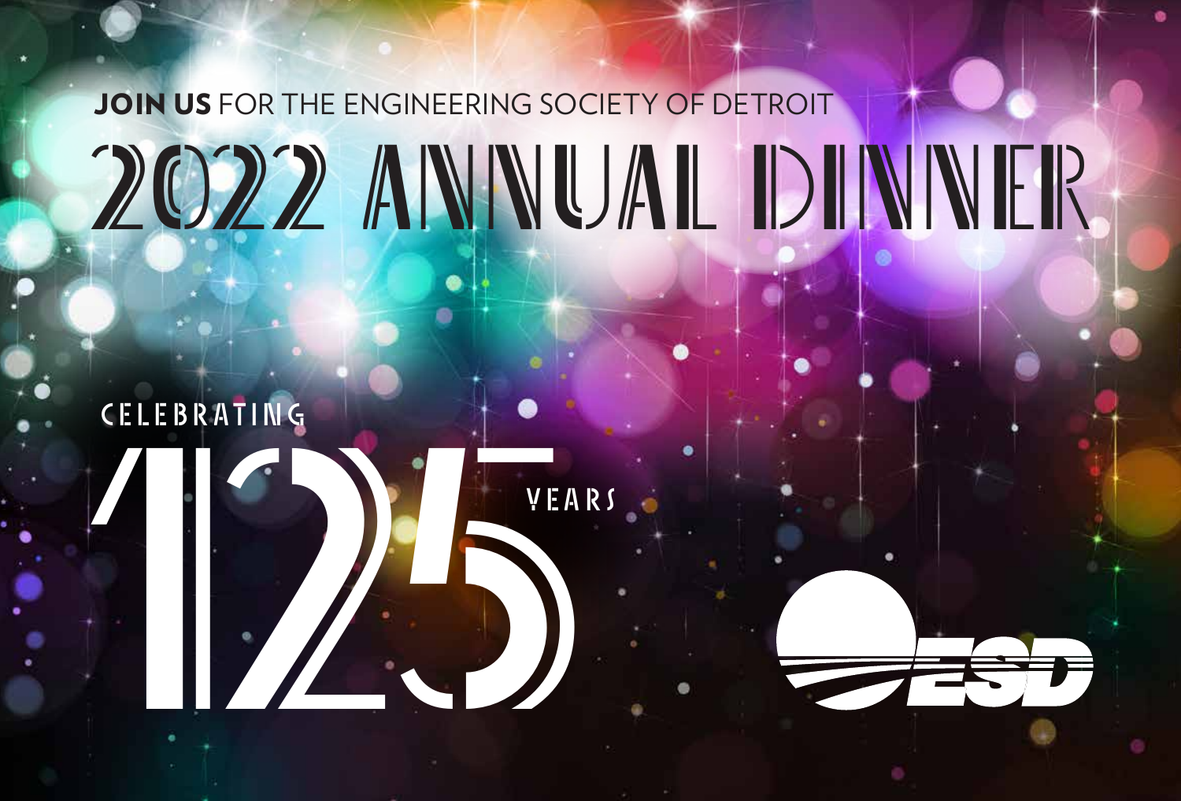**JOIN US** FOR THE ENGINEERING SOCIETY OF DETROIT

# 2022 ANNUAL DINNER

CELEBRATING

125 YEARS

ESD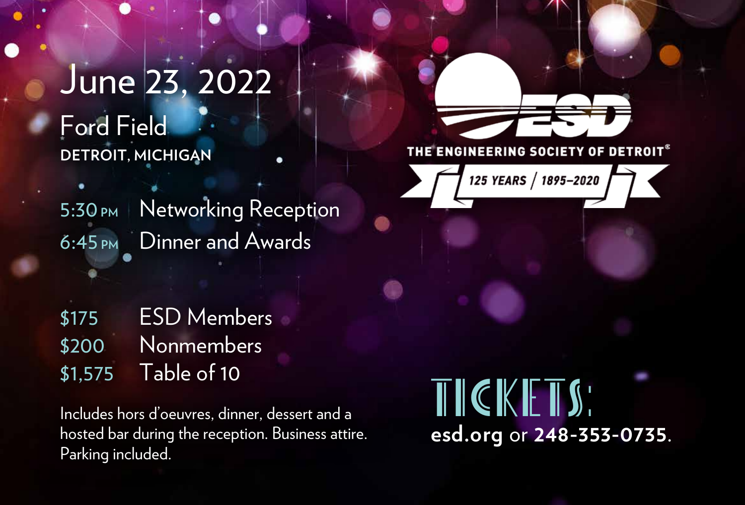# June 23, 2022

## Ford Field

**DETROIT, MICHIGAN**

| | |
|---|---|
| 5:30 PM | Networking Reception |
| 6:45 PM | Dinner and Awards |

| | |
|---|---|
| $175 | ESD Members |
| $200 | Nonmembers |
| $1,575 | Table of 10 |

Includes hors d'oeuvres, dinner, dessert and a hosted bar during the reception. Business attire. Parking included.

ESD

THE ENGINEERING SOCIETY OF DETROIT®

125 YEARS / 1895–2020

## TICKETS:

**esd.org** or **248-353-0735**.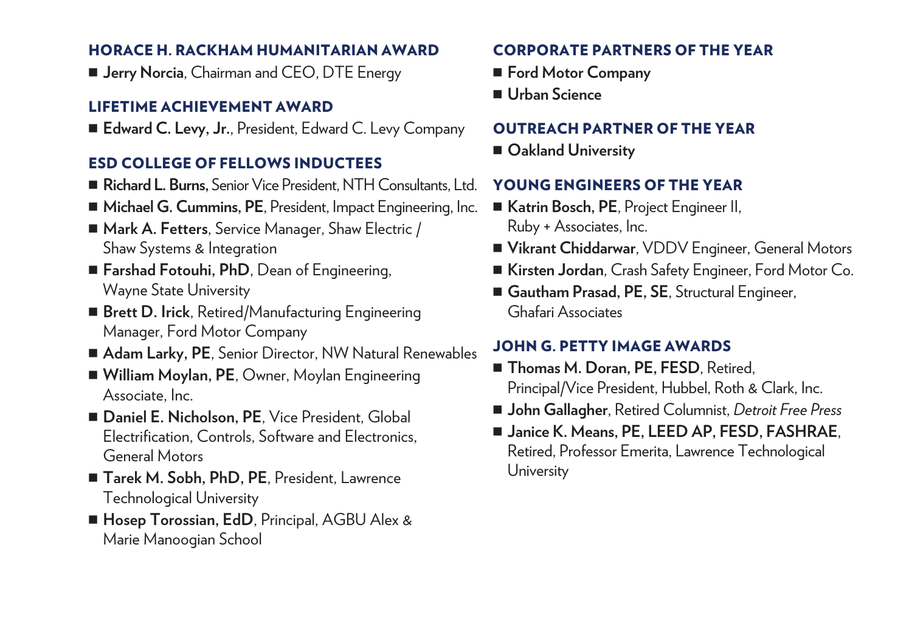## HORACE H. RACKHAM HUMANITARIAN AWARD

- **Jerry Norcia**, Chairman and CEO, DTE Energy

## LIFETIME ACHIEVEMENT AWARD

- **Edward C. Levy, Jr.**, President, Edward C. Levy Company

## ESD COLLEGE OF FELLOWS INDUCTEES

- **Richard L. Burns,** Senior Vice President, NTH Consultants, Ltd.
- **Michael G. Cummins, PE**, President, Impact Engineering, Inc.
- **Mark A. Fetters**, Service Manager, Shaw Electric / Shaw Systems & Integration
- **Farshad Fotouhi, PhD**, Dean of Engineering, Wayne State University
- **Brett D. Irick**, Retired/Manufacturing Engineering Manager, Ford Motor Company
- **Adam Larky, PE**, Senior Director, NW Natural Renewables
- **William Moylan, PE**, Owner, Moylan Engineering Associate, Inc.
- **Daniel E. Nicholson, PE**, Vice President, Global Electrification, Controls, Software and Electronics, General Motors
- **Tarek M. Sobh, PhD, PE**, President, Lawrence Technological University
- **Hosep Torossian, EdD**, Principal, AGBU Alex & Marie Manoogian School

## CORPORATE PARTNERS OF THE YEAR

- **Ford Motor Company**
- **Urban Science**

## OUTREACH PARTNER OF THE YEAR

- **Oakland University**

## YOUNG ENGINEERS OF THE YEAR

- **Katrin Bosch, PE**, Project Engineer II, Ruby + Associates, Inc.
- **Vikrant Chiddarwar**, VDDV Engineer, General Motors
- **Kirsten Jordan**, Crash Safety Engineer, Ford Motor Co.
- **Gautham Prasad, PE, SE**, Structural Engineer, Ghafari Associates

## JOHN G. PETTY IMAGE AWARDS

- **Thomas M. Doran, PE, FESD**, Retired, Principal/Vice President, Hubbel, Roth & Clark, Inc.
- **John Gallagher**, Retired Columnist, *Detroit Free Press*
- **Janice K. Means, PE, LEED AP, FESD, FASHRAE**, Retired, Professor Emerita, Lawrence Technological University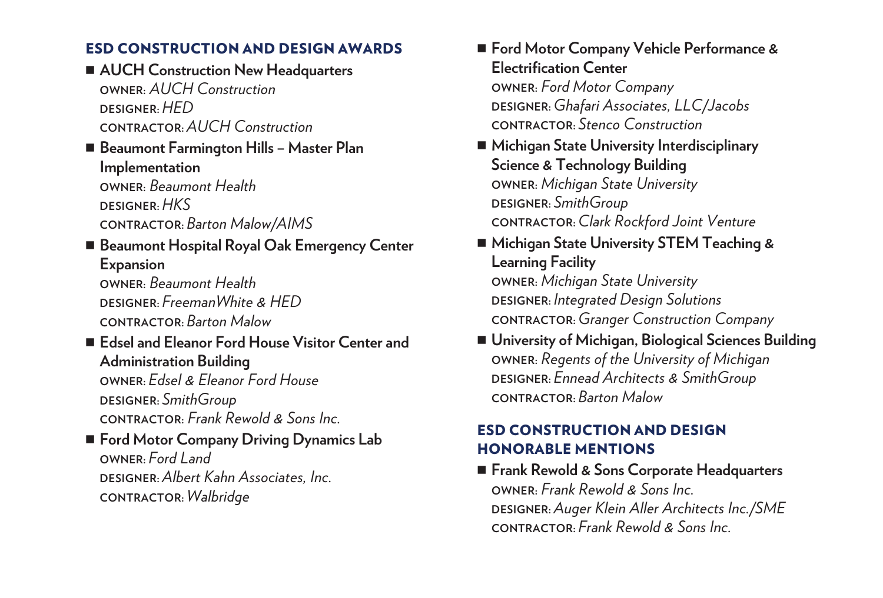## ESD CONSTRUCTION AND DESIGN AWARDS

- **AUCH Construction New Headquarters**
  OWNER: *AUCH Construction*
  DESIGNER: *HED*
  CONTRACTOR: *AUCH Construction*

- **Beaumont Farmington Hills – Master Plan Implementation**
  OWNER: *Beaumont Health*
  DESIGNER: *HKS*
  CONTRACTOR: *Barton Malow/AIMS*

- **Beaumont Hospital Royal Oak Emergency Center Expansion**
  OWNER: *Beaumont Health*
  DESIGNER: *FreemanWhite & HED*
  CONTRACTOR: *Barton Malow*

- **Edsel and Eleanor Ford House Visitor Center and Administration Building**
  OWNER: *Edsel & Eleanor Ford House*
  DESIGNER: *SmithGroup*
  CONTRACTOR: *Frank Rewold & Sons Inc.*

- **Ford Motor Company Driving Dynamics Lab**
  OWNER: *Ford Land*
  DESIGNER: *Albert Kahn Associates, Inc.*
  CONTRACTOR: *Walbridge*

- **Ford Motor Company Vehicle Performance & Electrification Center**
  OWNER: *Ford Motor Company*
  DESIGNER: *Ghafari Associates, LLC/Jacobs*
  CONTRACTOR: *Stenco Construction*

- **Michigan State University Interdisciplinary Science & Technology Building**
  OWNER: *Michigan State University*
  DESIGNER: *SmithGroup*
  CONTRACTOR: *Clark Rockford Joint Venture*

- **Michigan State University STEM Teaching & Learning Facility**
  OWNER: *Michigan State University*
  DESIGNER: *Integrated Design Solutions*
  CONTRACTOR: *Granger Construction Company*

- **University of Michigan, Biological Sciences Building**
  OWNER: *Regents of the University of Michigan*
  DESIGNER: *Ennead Architects & SmithGroup*
  CONTRACTOR: *Barton Malow*

## ESD CONSTRUCTION AND DESIGN HONORABLE MENTIONS

- **Frank Rewold & Sons Corporate Headquarters**
  OWNER: *Frank Rewold & Sons Inc.*
  DESIGNER: *Auger Klein Aller Architects Inc./SME*
  CONTRACTOR: *Frank Rewold & Sons Inc.*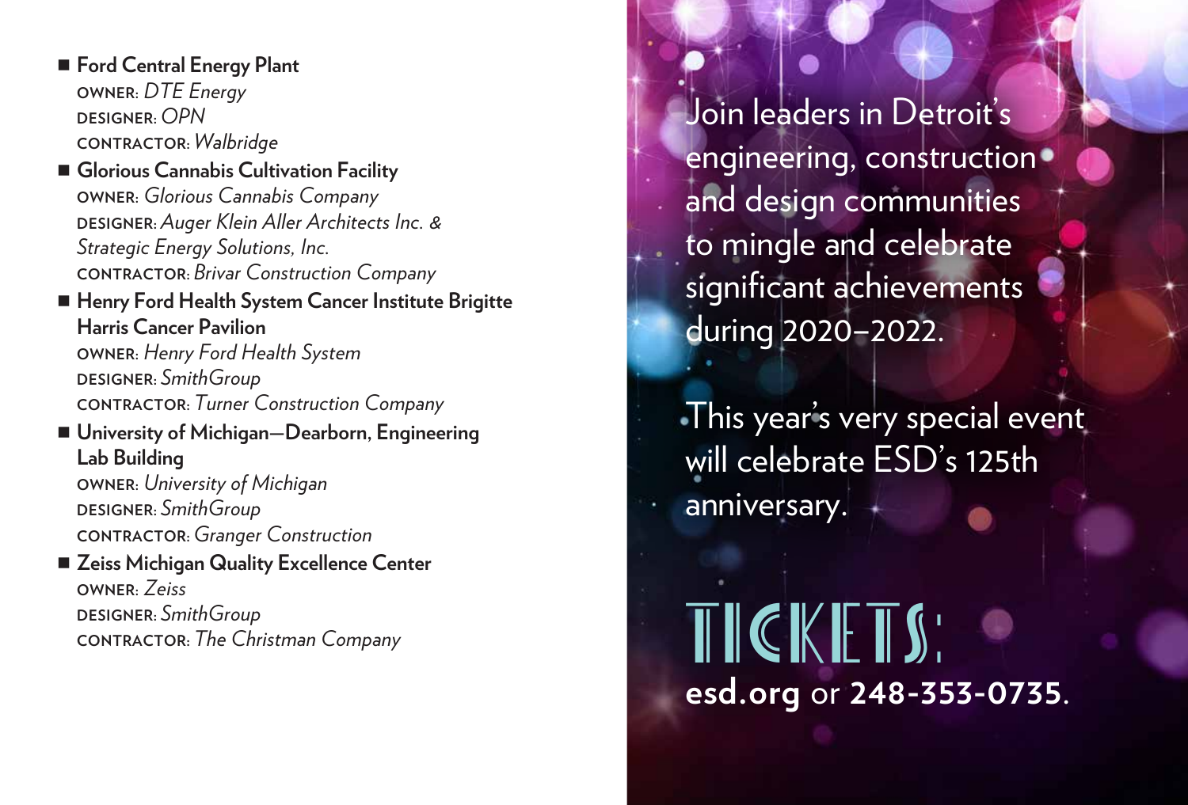- **Ford Central Energy Plant**
  OWNER: *DTE Energy*
  DESIGNER: *OPN*
  CONTRACTOR: *Walbridge*
- **Glorious Cannabis Cultivation Facility**
  OWNER: *Glorious Cannabis Company*
  DESIGNER: *Auger Klein Aller Architects Inc. & Strategic Energy Solutions, Inc.*
  CONTRACTOR: *Brivar Construction Company*
- **Henry Ford Health System Cancer Institute Brigitte Harris Cancer Pavilion**
  OWNER: *Henry Ford Health System*
  DESIGNER: *SmithGroup*
  CONTRACTOR: *Turner Construction Company*
- **University of Michigan—Dearborn, Engineering Lab Building**
  OWNER: *University of Michigan*
  DESIGNER: *SmithGroup*
  CONTRACTOR: *Granger Construction*
- **Zeiss Michigan Quality Excellence Center**
  OWNER: *Zeiss*
  DESIGNER: *SmithGroup*
  CONTRACTOR: *The Christman Company*

Join leaders in Detroit's engineering, construction and design communities to mingle and celebrate significant achievements during 2020–2022.

This year's very special event will celebrate ESD's 125th anniversary.

## TICKETS:

**esd.org** or **248-353-0735**.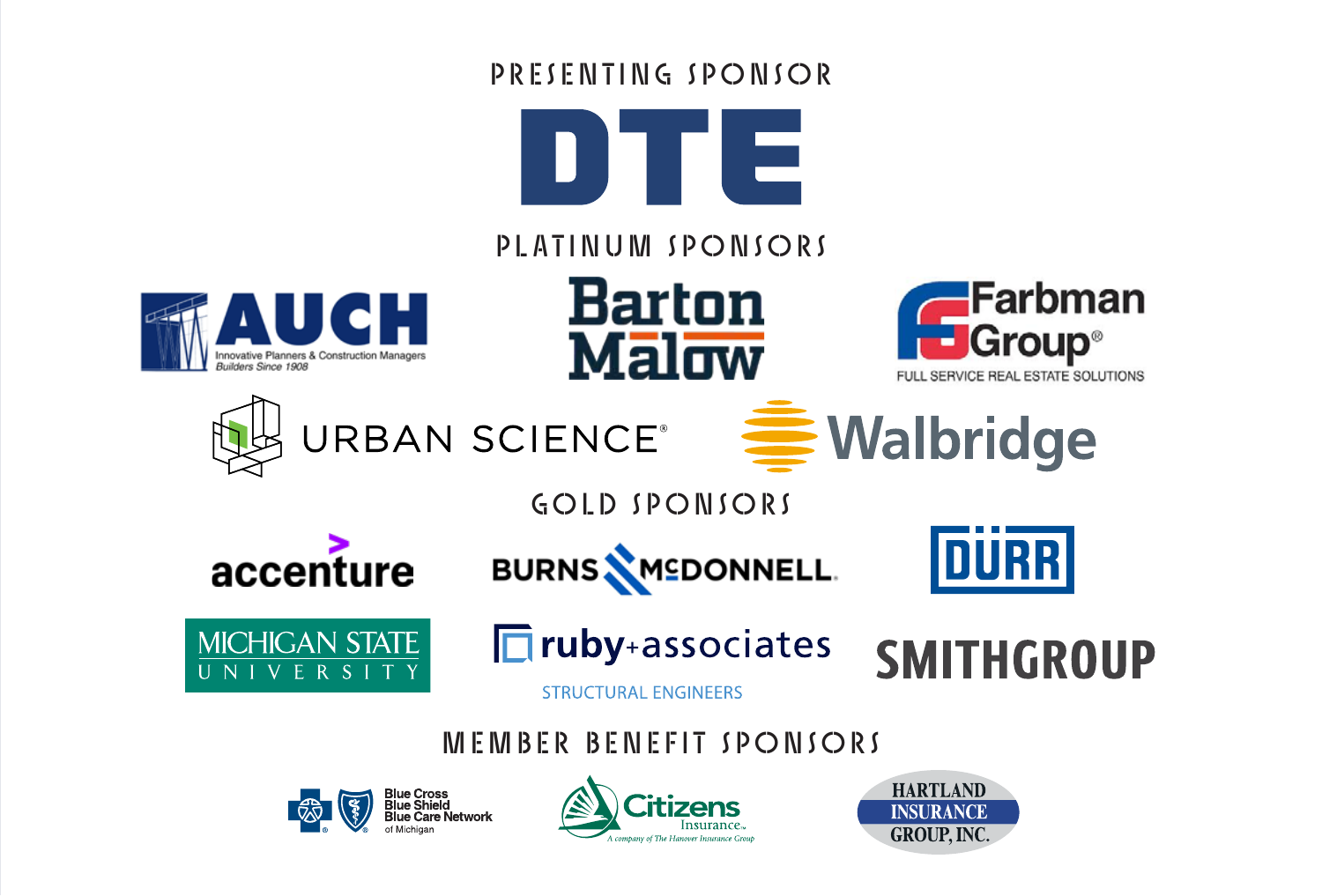## PRESENTING SPONSOR

DTE

## PLATINUM SPONSORS

AUCH
Innovative Planners & Construction Managers
Builders Since 1908

Barton Malow

Farbman Group®
FULL SERVICE REAL ESTATE SOLUTIONS

URBAN SCIENCE®

Walbridge

## GOLD SPONSORS

accenture

BURNS McDONNELL.

DÜRR

MICHIGAN STATE UNIVERSITY

ruby+associates
STRUCTURAL ENGINEERS

SMITHGROUP

## MEMBER BENEFIT SPONSORS

Blue Cross Blue Shield Blue Care Network of Michigan

Citizens Insurance.
A company of The Hanover Insurance Group

HARTLAND INSURANCE GROUP, INC.